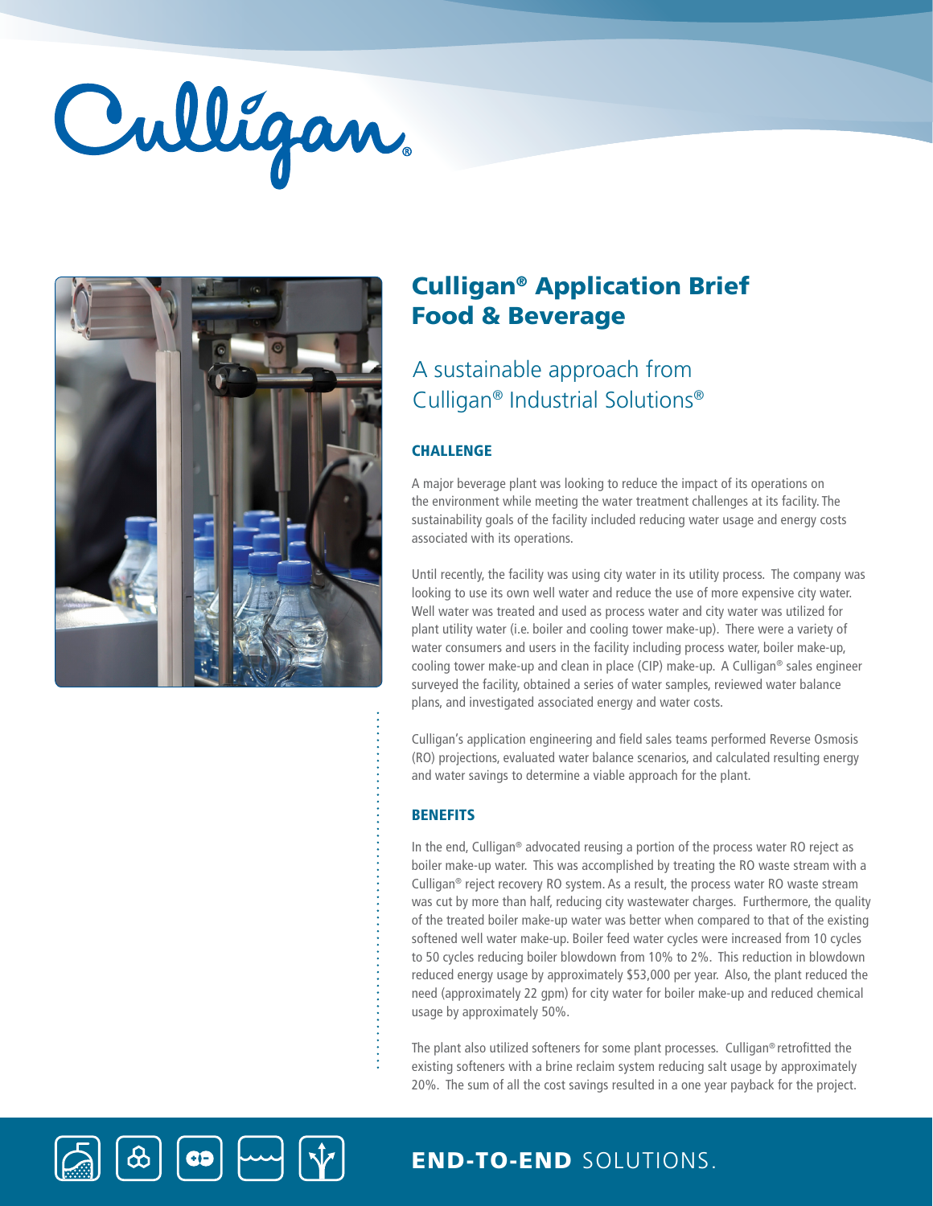Culligan®

# Culligan® Application Brief Food & Beverage

## A sustainable approach from Culligan® Industrial Solutions®

### CHALLENGE

A major beverage plant was looking to reduce the impact of its operations on the environment while meeting the water treatment challenges at its facility. The sustainability goals of the facility included reducing water usage and energy costs associated with its operations.

Until recently, the facility was using city water in its utility process. The company was looking to use its own well water and reduce the use of more expensive city water. Well water was treated and used as process water and city water was utilized for plant utility water (i.e. boiler and cooling tower make-up). There were a variety of water consumers and users in the facility including process water, boiler make-up, cooling tower make-up and clean in place (CIP) make-up. A Culligan® sales engineer surveyed the facility, obtained a series of water samples, reviewed water balance plans, and investigated associated energy and water costs.

Culligan's application engineering and field sales teams performed Reverse Osmosis (RO) projections, evaluated water balance scenarios, and calculated resulting energy and water savings to determine a viable approach for the plant.

### BENEFITS

In the end, Culligan® advocated reusing a portion of the process water RO reject as boiler make-up water. This was accomplished by treating the RO waste stream with a Culligan® reject recovery RO system. As a result, the process water RO waste stream was cut by more than half, reducing city wastewater charges. Furthermore, the quality of the treated boiler make-up water was better when compared to that of the existing softened well water make-up. Boiler feed water cycles were increased from 10 cycles to 50 cycles reducing boiler blowdown from 10% to 2%. This reduction in blowdown reduced energy usage by approximately $53,000 per year. Also, the plant reduced the need (approximately 22 gpm) for city water for boiler make-up and reduced chemical usage by approximately 50%.

The plant also utilized softeners for some plant processes. Culligan® retrofitted the existing softeners with a brine reclaim system reducing salt usage by approximately 20%. The sum of all the cost savings resulted in a one year payback for the project.

**END-TO-END** SOLUTIONS.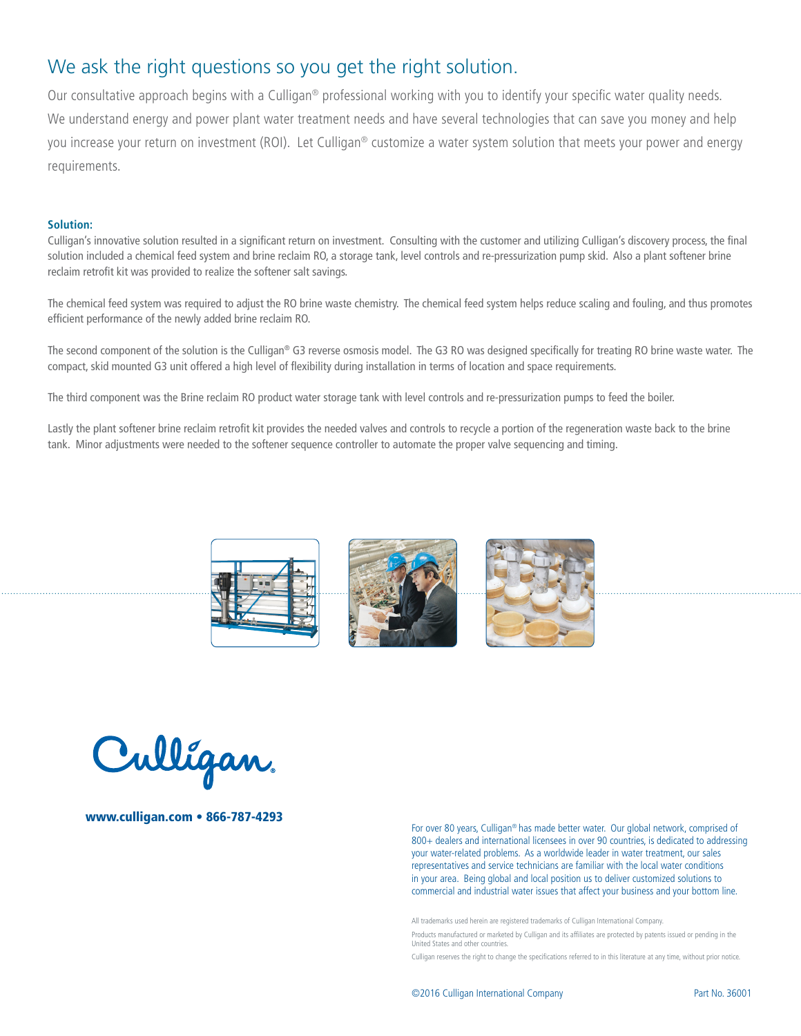## We ask the right questions so you get the right solution.

Our consultative approach begins with a Culligan® professional working with you to identify your specific water quality needs. We understand energy and power plant water treatment needs and have several technologies that can save you money and help you increase your return on investment (ROI). Let Culligan® customize a water system solution that meets your power and energy requirements.

**Solution:**

Culligan's innovative solution resulted in a significant return on investment. Consulting with the customer and utilizing Culligan's discovery process, the final solution included a chemical feed system and brine reclaim RO, a storage tank, level controls and re-pressurization pump skid. Also a plant softener brine reclaim retrofit kit was provided to realize the softener salt savings.

The chemical feed system was required to adjust the RO brine waste chemistry. The chemical feed system helps reduce scaling and fouling, and thus promotes efficient performance of the newly added brine reclaim RO.

The second component of the solution is the Culligan® G3 reverse osmosis model. The G3 RO was designed specifically for treating RO brine waste water. The compact, skid mounted G3 unit offered a high level of flexibility during installation in terms of location and space requirements.

The third component was the Brine reclaim RO product water storage tank with level controls and re-pressurization pumps to feed the boiler.

Lastly the plant softener brine reclaim retrofit kit provides the needed valves and controls to recycle a portion of the regeneration waste back to the brine tank. Minor adjustments were needed to the softener sequence controller to automate the proper valve sequencing and timing.

Culligan

**www.culligan.com • 866-787-4293**

For over 80 years, Culligan® has made better water. Our global network, comprised of 800+ dealers and international licensees in over 90 countries, is dedicated to addressing your water-related problems. As a worldwide leader in water treatment, our sales representatives and service technicians are familiar with the local water conditions in your area. Being global and local position us to deliver customized solutions to commercial and industrial water issues that affect your business and your bottom line.

All trademarks used herein are registered trademarks of Culligan International Company.

Products manufactured or marketed by Culligan and its affiliates are protected by patents issued or pending in the United States and other countries.

Culligan reserves the right to change the specifications referred to in this literature at any time, without prior notice.

©2016 Culligan International Company

Part No. 36001